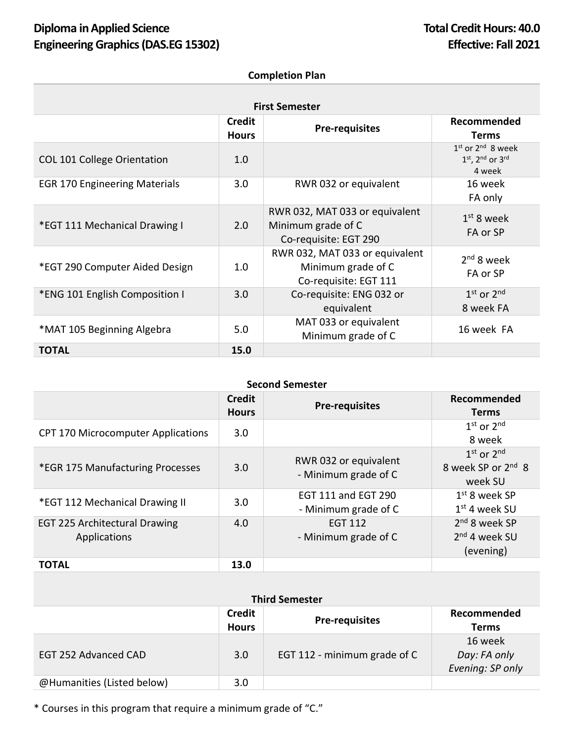**Diploma in Applied Science**
**Engineering Graphics (DAS.EG 15302)**

**Total Credit Hours: 40.0**
**Effective: Fall 2021**

**Completion Plan**

| First Semester | | | |
|---|---|---|---|
| | **Credit Hours** | **Pre-requisites** | **Recommended Terms** |
| COL 101 College Orientation | 1.0 | | 1st or 2nd 8 week<br>1st, 2nd or 3rd 4 week |
| EGR 170 Engineering Materials | 3.0 | RWR 032 or equivalent | 16 week<br>FA only |
| *EGT 111 Mechanical Drawing I | 2.0 | RWR 032, MAT 033 or equivalent<br>Minimum grade of C<br>Co-requisite: EGT 290 | 1st 8 week<br>FA or SP |
| *EGT 290 Computer Aided Design | 1.0 | RWR 032, MAT 033 or equivalent<br>Minimum grade of C<br>Co-requisite: EGT 111 | 2nd 8 week<br>FA or SP |
| *ENG 101 English Composition I | 3.0 | Co-requisite: ENG 032 or equivalent | 1st or 2nd<br>8 week FA |
| *MAT 105 Beginning Algebra | 5.0 | MAT 033 or equivalent<br>Minimum grade of C | 16 week FA |
| **TOTAL** | **15.0** | | |

| Second Semester | | | |
|---|---|---|---|
| | **Credit Hours** | **Pre-requisites** | **Recommended Terms** |
| CPT 170 Microcomputer Applications | 3.0 | | 1st or 2nd<br>8 week |
| *EGR 175 Manufacturing Processes | 3.0 | RWR 032 or equivalent<br>- Minimum grade of C | 1st or 2nd<br>8 week SP or 2nd 8 week SU |
| *EGT 112 Mechanical Drawing II | 3.0 | EGT 111 and EGT 290<br>- Minimum grade of C | 1st 8 week SP<br>1st 4 week SU |
| EGT 225 Architectural Drawing Applications | 4.0 | EGT 112<br>- Minimum grade of C | 2nd 8 week SP<br>2nd 4 week SU<br>(evening) |
| **TOTAL** | **13.0** | | |

| Third Semester | | | |
|---|---|---|---|
| | **Credit Hours** | **Pre-requisites** | **Recommended Terms** |
| EGT 252 Advanced CAD | 3.0 | EGT 112 - minimum grade of C | 16 week<br>*Day: FA only*<br>*Evening: SP only* |
| @Humanities (Listed below) | 3.0 | | |

* Courses in this program that require a minimum grade of "C."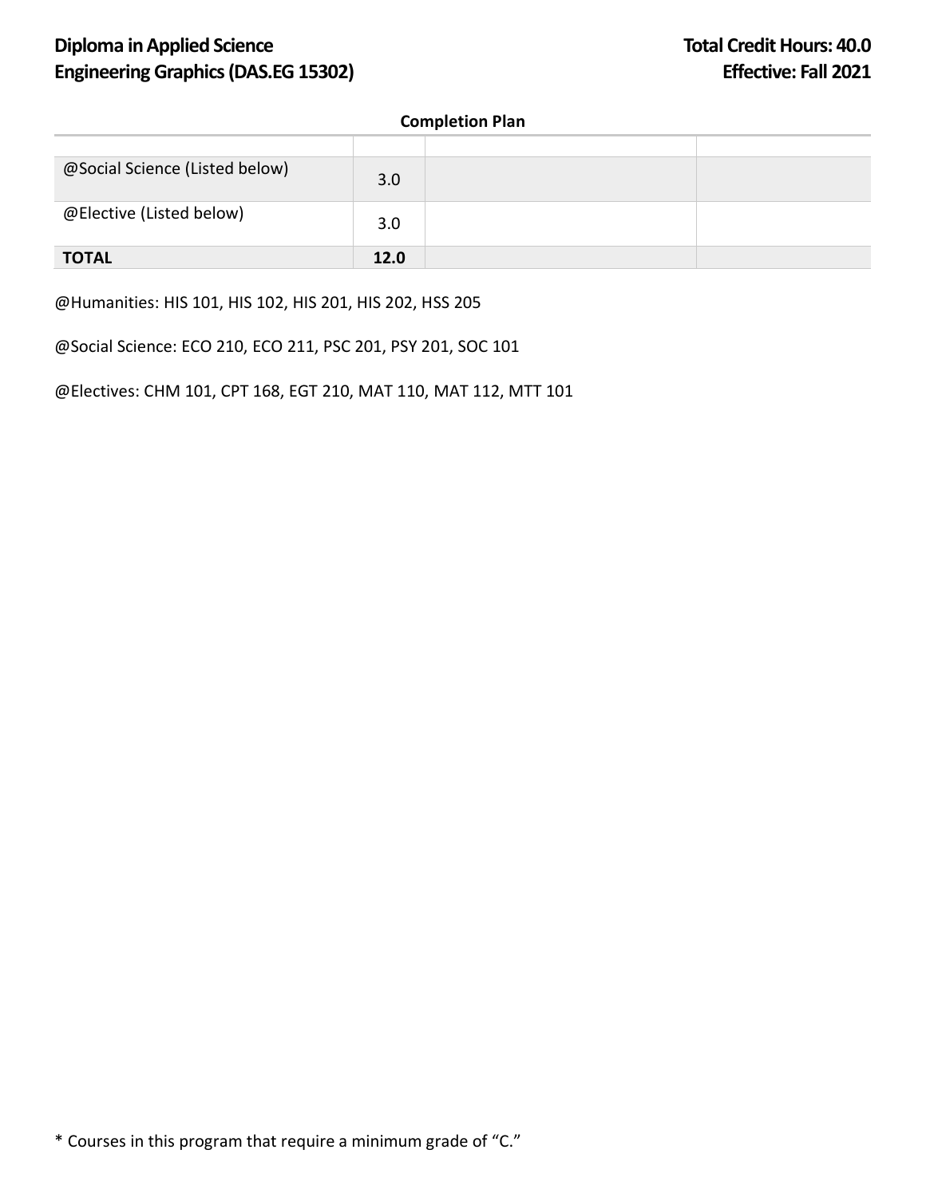**Completion Plan**

| | | | |
|---|---|---|---|
| @Social Science (Listed below) | 3.0 | | |
| @Elective (Listed below) | 3.0 | | |
| **TOTAL** | **12.0** | | |

@Humanities: HIS 101, HIS 102, HIS 201, HIS 202, HSS 205

@Social Science: ECO 210, ECO 211, PSC 201, PSY 201, SOC 101

@Electives: CHM 101, CPT 168, EGT 210, MAT 110, MAT 112, MTT 101

* Courses in this program that require a minimum grade of "C."